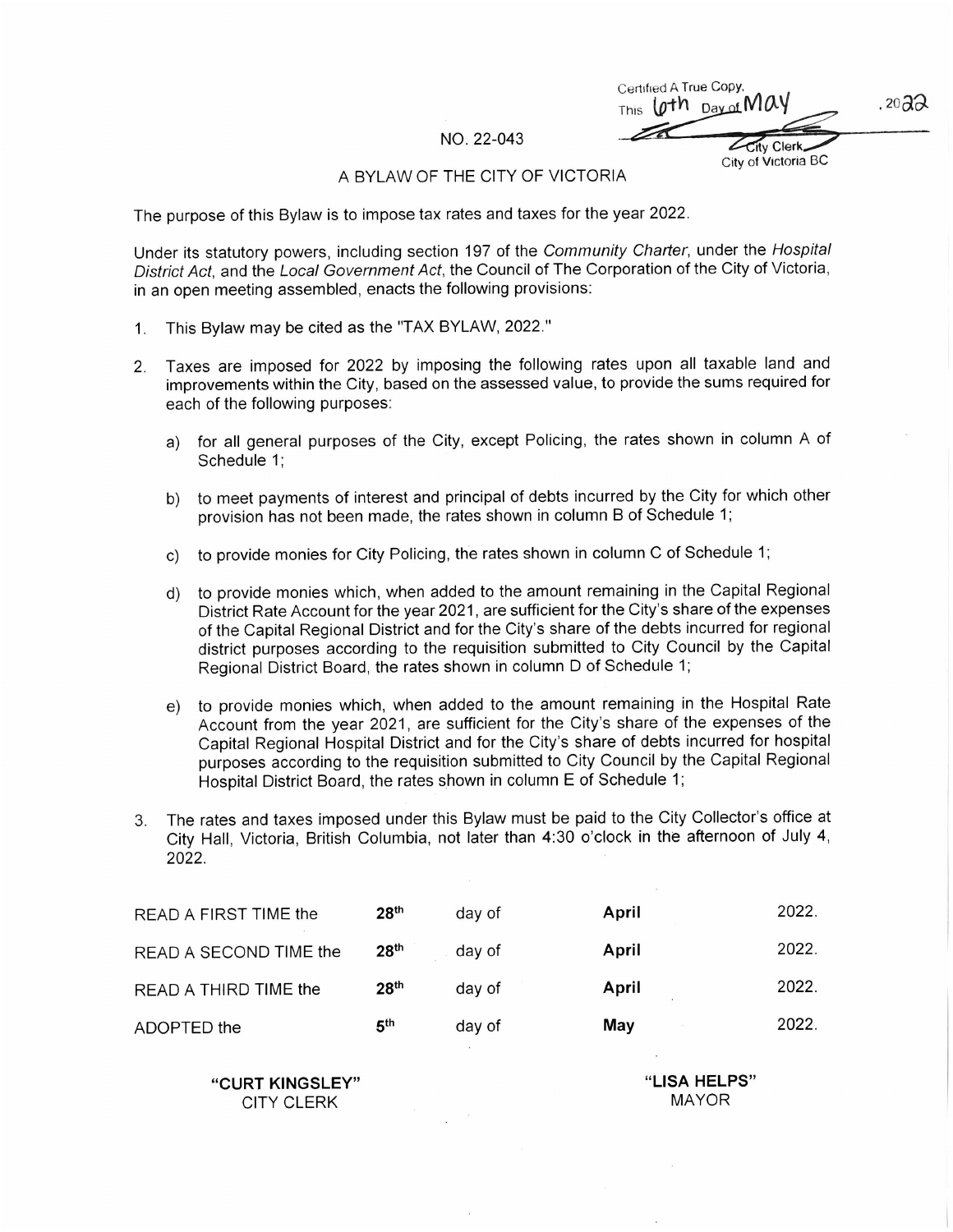Certified A True Copy,
This 6th Day of May, 2022

City Clerk,
City of Victoria BC

NO. 22-043

A BYLAW OF THE CITY OF VICTORIA

The purpose of this Bylaw is to impose tax rates and taxes for the year 2022.

Under its statutory powers, including section 197 of the *Community Charter*, under the *Hospital District Act*, and the *Local Government Act*, the Council of The Corporation of the City of Victoria, in an open meeting assembled, enacts the following provisions:

1. This Bylaw may be cited as the "TAX BYLAW, 2022."

2. Taxes are imposed for 2022 by imposing the following rates upon all taxable land and improvements within the City, based on the assessed value, to provide the sums required for each of the following purposes:

   a) for all general purposes of the City, except Policing, the rates shown in column A of Schedule 1;

   b) to meet payments of interest and principal of debts incurred by the City for which other provision has not been made, the rates shown in column B of Schedule 1;

   c) to provide monies for City Policing, the rates shown in column C of Schedule 1;

   d) to provide monies which, when added to the amount remaining in the Capital Regional District Rate Account for the year 2021, are sufficient for the City's share of the expenses of the Capital Regional District and for the City's share of the debts incurred for regional district purposes according to the requisition submitted to City Council by the Capital Regional District Board, the rates shown in column D of Schedule 1;

   e) to provide monies which, when added to the amount remaining in the Hospital Rate Account from the year 2021, are sufficient for the City's share of the expenses of the Capital Regional Hospital District and for the City's share of debts incurred for hospital purposes according to the requisition submitted to City Council by the Capital Regional Hospital District Board, the rates shown in column E of Schedule 1;

3. The rates and taxes imposed under this Bylaw must be paid to the City Collector's office at City Hall, Victoria, British Columbia, not later than 4:30 o'clock in the afternoon of July 4, 2022.

| | | | | |
|---|---|---|---|---|
| READ A FIRST TIME the | **28th** | day of | **April** | 2022. |
| READ A SECOND TIME the | **28th** | day of | **April** | 2022. |
| READ A THIRD TIME the | **28th** | day of | **April** | 2022. |
| ADOPTED the | **5th** | day of | **May** | 2022. |

**"CURT KINGSLEY"**
CITY CLERK

**"LISA HELPS"**
MAYOR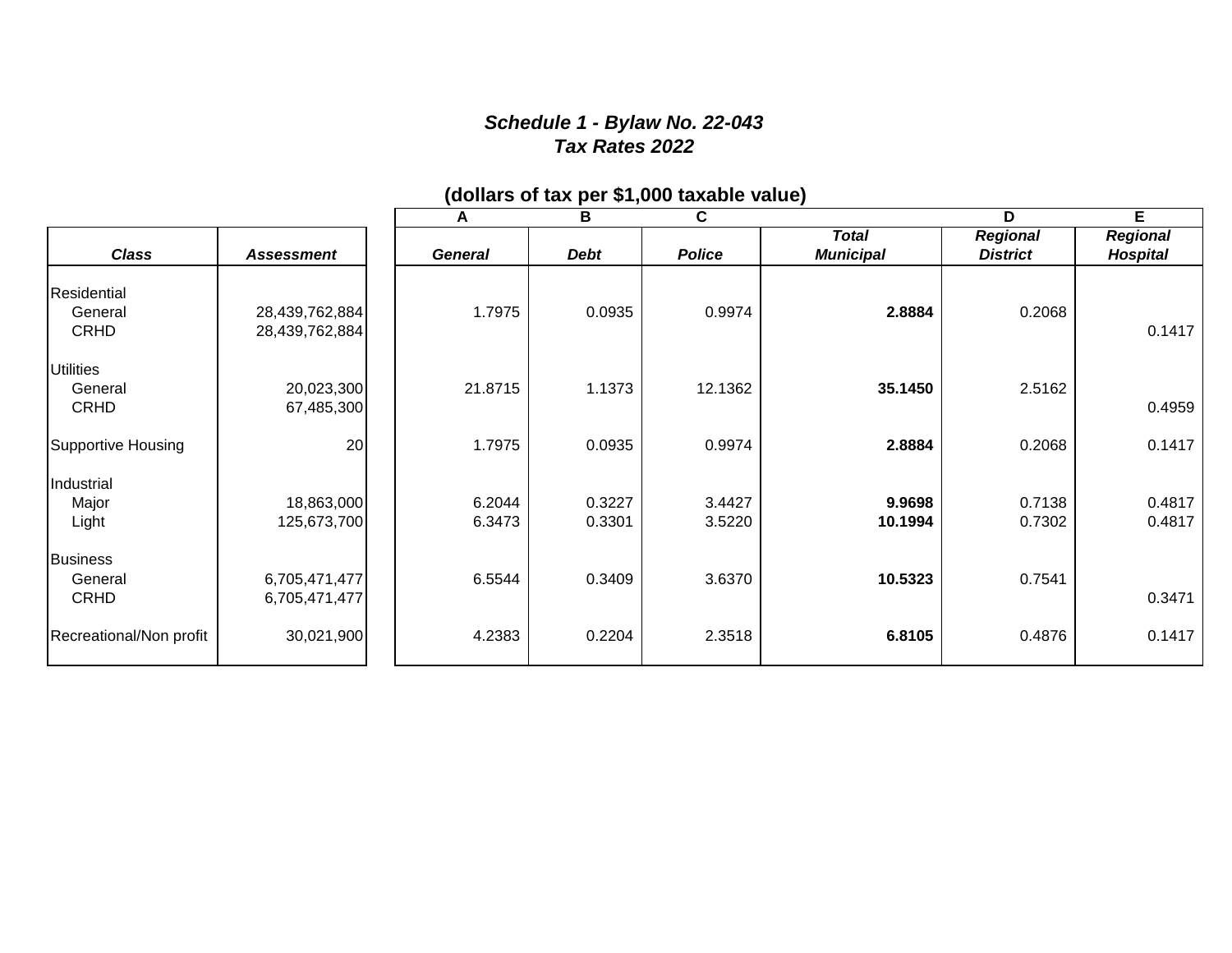## *Schedule 1 - Bylaw No. 22-043*
## *Tax Rates 2022*

**(dollars of tax per $1,000 taxable value)**

| | | A | B | C | | D | E |
|---|---|---|---|---|---|---|---|
| ***Class*** | ***Assessment*** | ***General*** | ***Debt*** | ***Police*** | ***Total Municipal*** | ***Regional District*** | ***Regional Hospital*** |
| Residential | | | | | | | |
| General | 28,439,762,884 | 1.7975 | 0.0935 | 0.9974 | **2.8884** | 0.2068 | |
| CRHD | 28,439,762,884 | | | | | | 0.1417 |
| Utilities | | | | | | | |
| General | 20,023,300 | 21.8715 | 1.1373 | 12.1362 | **35.1450** | 2.5162 | |
| CRHD | 67,485,300 | | | | | | 0.4959 |
| Supportive Housing | 20 | 1.7975 | 0.0935 | 0.9974 | **2.8884** | 0.2068 | 0.1417 |
| Industrial | | | | | | | |
| Major | 18,863,000 | 6.2044 | 0.3227 | 3.4427 | **9.9698** | 0.7138 | 0.4817 |
| Light | 125,673,700 | 6.3473 | 0.3301 | 3.5220 | **10.1994** | 0.7302 | 0.4817 |
| Business | | | | | | | |
| General | 6,705,471,477 | 6.5544 | 0.3409 | 3.6370 | **10.5323** | 0.7541 | |
| CRHD | 6,705,471,477 | | | | | | 0.3471 |
| Recreational/Non profit | 30,021,900 | 4.2383 | 0.2204 | 2.3518 | **6.8105** | 0.4876 | 0.1417 |